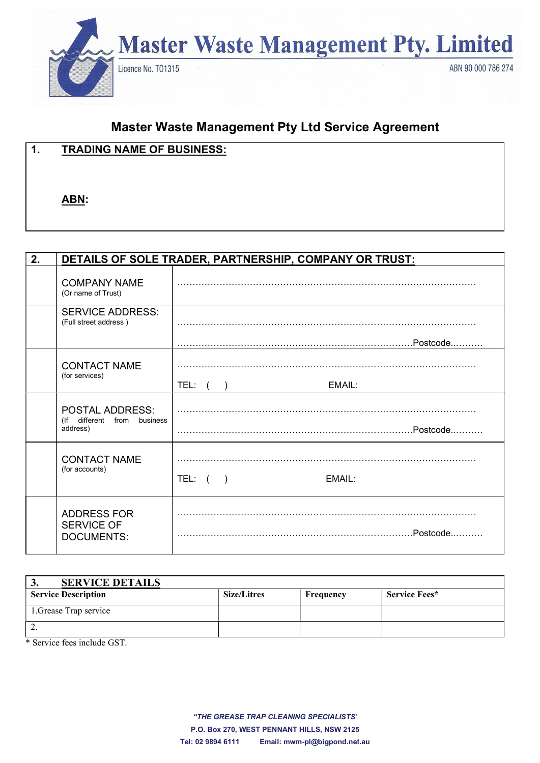# Master Waste Management Pty. Limited

Licence No. T01315

ABN 90 000 786 274

## Master Waste Management Pty Ltd Service Agreement

**1. TRADING NAME OF BUSINESS:**

**ABN:**

| 2. | DETAILS OF SOLE TRADER, PARTNERSHIP, COMPANY OR TRUST: | |
|---|---|---|
| | COMPANY NAME (Or name of Trust) | ………………………………………………………………………………………… |
| | SERVICE ADDRESS: (Full street address ) | ………………………………………………………………………………………… ……………………………………………………………………Postcode……….. |
| | CONTACT NAME (for services) | ………………………………………………………………………………………… TEL: ( ) EMAIL: |
| | POSTAL ADDRESS: (If different from business address) | ………………………………………………………………………………………… ……………………………………………………………………Postcode……….. |
| | CONTACT NAME (for accounts) | ………………………………………………………………………………………… TEL: ( ) EMAIL: |
| | ADDRESS FOR SERVICE OF DOCUMENTS: | ………………………………………………………………………………………… ……………………………………………………………………Postcode……….. |

**3. SERVICE DETAILS**

| Service Description | Size/Litres | Frequency | Service Fees* |
|---|---|---|---|
| 1.Grease Trap service | | | |
| 2. | | | |

\* Service fees include GST.

***"THE GREASE TRAP CLEANING SPECIALISTS'***

**P.O. Box 270, WEST PENNANT HILLS, NSW 2125**

**Tel: 02 9894 6111 Email: mwm-pl@bigpond.net.au**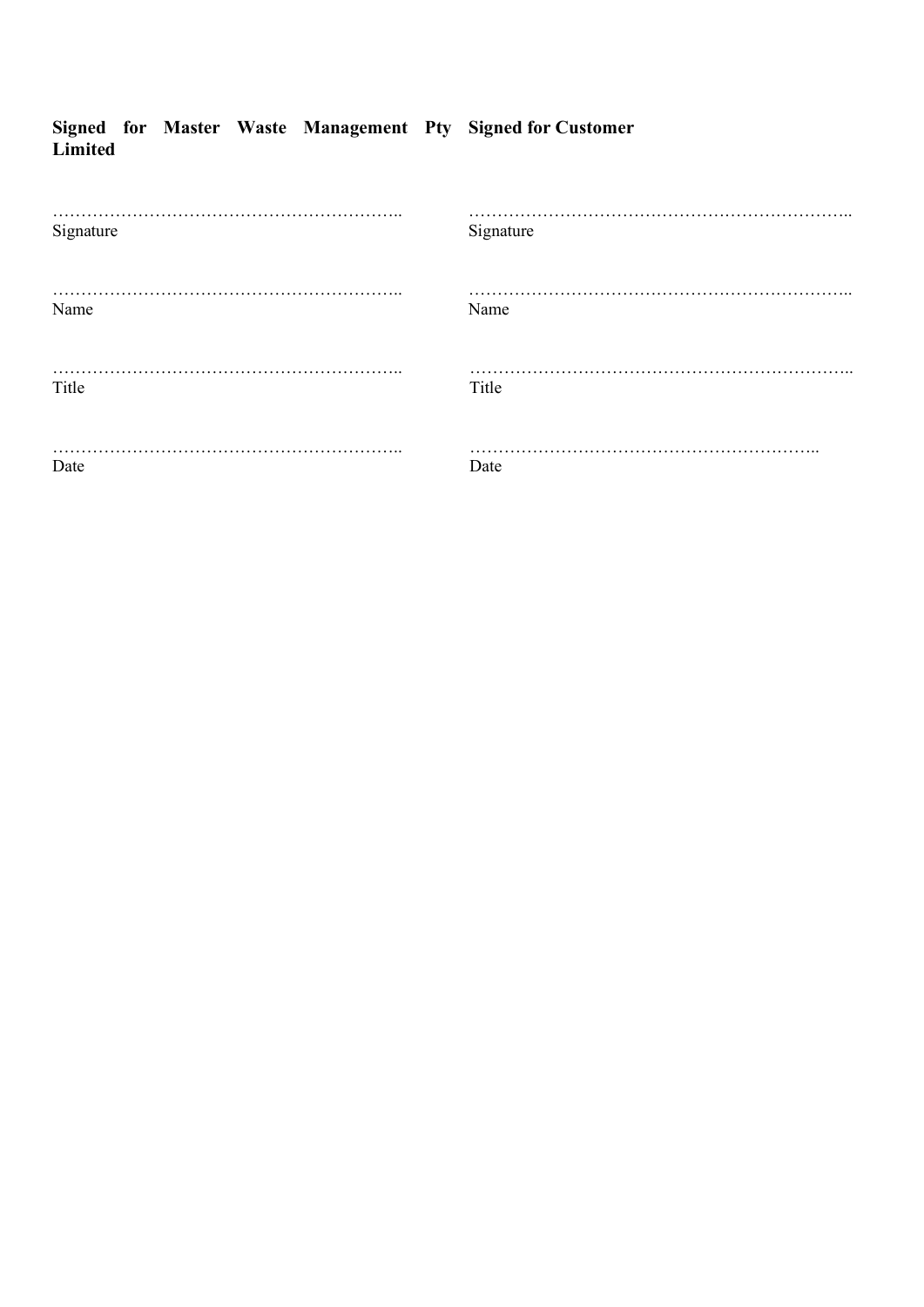| **Signed for Master Waste Management Pty Limited** | **Signed for Customer** |
| --- | --- |
| ……………………………………………………..<br>Signature | …………………………………………………………..<br>Signature |
| ……………………………………………………..<br>Name | …………………………………………………………..<br>Name |
| ……………………………………………………..<br>Title | …………………………………………………………..<br>Title |
| ……………………………………………………..<br>Date | ……………………………………………………..<br>Date |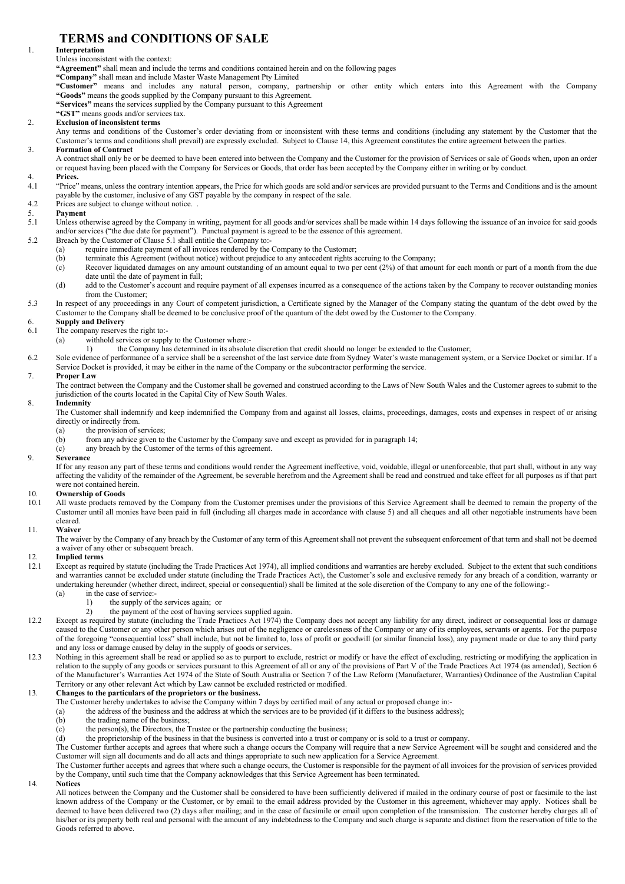# TERMS and CONDITIONS OF SALE

1. **Interpretation**

Unless inconsistent with the context:

**"Agreement"** shall mean and include the terms and conditions contained herein and on the following pages

**"Company"** shall mean and include Master Waste Management Pty Limited

**"Customer"** means and includes any natural person, company, partnership or other entity which enters into this Agreement with the Company

**"Goods"** means the goods supplied by the Company pursuant to this Agreement.

**"Services"** means the services supplied by the Company pursuant to this Agreement

**"GST"** means goods and/or services tax.

2. **Exclusion of inconsistent terms**

Any terms and conditions of the Customer's order deviating from or inconsistent with these terms and conditions (including any statement by the Customer that the Customer's terms and conditions shall prevail) are expressly excluded. Subject to Clause 14, this Agreement constitutes the entire agreement between the parties.

3. **Formation of Contract**

A contract shall only be or be deemed to have been entered into between the Company and the Customer for the provision of Services or sale of Goods when, upon an order or request having been placed with the Company for Services or Goods, that order has been accepted by the Company either in writing or by conduct.

4. **Prices.**

4.1 "Price" means, unless the contrary intention appears, the Price for which goods are sold and/or services are provided pursuant to the Terms and Conditions and is the amount payable by the customer, inclusive of any GST payable by the company in respect of the sale.

4.2 Prices are subject to change without notice. .

5. **Payment**

5.1 Unless otherwise agreed by the Company in writing, payment for all goods and/or services shall be made within 14 days following the issuance of an invoice for said goods and/or services ("the due date for payment"). Punctual payment is agreed to be the essence of this agreement.

5.2 Breach by the Customer of Clause 5.1 shall entitle the Company to:-

- (a) require immediate payment of all invoices rendered by the Company to the Customer;
- (b) terminate this Agreement (without notice) without prejudice to any antecedent rights accruing to the Company;
- (c) Recover liquidated damages on any amount outstanding of an amount equal to two per cent (2%) of that amount for each month or part of a month from the due date until the date of payment in full;
- (d) add to the Customer's account and require payment of all expenses incurred as a consequence of the actions taken by the Company to recover outstanding monies from the Customer;

5.3 In respect of any proceedings in any Court of competent jurisdiction, a Certificate signed by the Manager of the Company stating the quantum of the debt owed by the Customer to the Company shall be deemed to be conclusive proof of the quantum of the debt owed by the Customer to the Company.

6. **Supply and Delivery**

6.1 The company reserves the right to:-

- (a) withhold services or supply to the Customer where:-
  1) the Company has determined in its absolute discretion that credit should no longer be extended to the Customer;

6.2 Sole evidence of performance of a service shall be a screenshot of the last service date from Sydney Water's waste management system, or a Service Docket or similar. If a Service Docket is provided, it may be either in the name of the Company or the subcontractor performing the service.

7. **Proper Law**

The contract between the Company and the Customer shall be governed and construed according to the Laws of New South Wales and the Customer agrees to submit to the jurisdiction of the courts located in the Capital City of New South Wales.

8. **Indemnity**

The Customer shall indemnify and keep indemnified the Company from and against all losses, claims, proceedings, damages, costs and expenses in respect of or arising directly or indirectly from.

- (a) the provision of services;
- (b) from any advice given to the Customer by the Company save and except as provided for in paragraph 14;
- (c) any breach by the Customer of the terms of this agreement.

9. **Severance**

If for any reason any part of these terms and conditions would render the Agreement ineffective, void, voidable, illegal or unenforceable, that part shall, without in any way affecting the validity of the remainder of the Agreement, be severable herefrom and the Agreement shall be read and construed and take effect for all purposes as if that part were not contained herein.

10. **Ownership of Goods**

10.1 All waste products removed by the Company from the Customer premises under the provisions of this Service Agreement shall be deemed to remain the property of the Customer until all monies have been paid in full (including all charges made in accordance with clause 5) and all cheques and all other negotiable instruments have been cleared.

11. **Waiver**

The waiver by the Company of any breach by the Customer of any term of this Agreement shall not prevent the subsequent enforcement of that term and shall not be deemed a waiver of any other or subsequent breach.

12. **Implied terms**

12.1 Except as required by statute (including the Trade Practices Act 1974), all implied conditions and warranties are hereby excluded. Subject to the extent that such conditions and warranties cannot be excluded under statute (including the Trade Practices Act), the Customer's sole and exclusive remedy for any breach of a condition, warranty or undertaking hereunder (whether direct, indirect, special or consequential) shall be limited at the sole discretion of the Company to any one of the following:-

- (a) in the case of service:-
  1) the supply of the services again; or
  2) the payment of the cost of having services supplied again.

12.2 Except as required by statute (including the Trade Practices Act 1974) the Company does not accept any liability for any direct, indirect or consequential loss or damage caused to the Customer or any other person which arises out of the negligence or carelessness of the Company or any of its employees, servants or agents. For the purpose of the foregoing "consequential loss" shall include, but not be limited to, loss of profit or goodwill (or similar financial loss), any payment made or due to any third party and any loss or damage caused by delay in the supply of goods or services.

12.3 Nothing in this agreement shall be read or applied so as to purport to exclude, restrict or modify or have the effect of excluding, restricting or modifying the application in relation to the supply of any goods or services pursuant to this Agreement of all or any of the provisions of Part V of the Trade Practices Act 1974 (as amended), Section 6 of the Manufacturer's Warranties Act 1974 of the State of South Australia or Section 7 of the Law Reform (Manufacturer, Warranties) Ordinance of the Australian Capital Territory or any other relevant Act which by Law cannot be excluded restricted or modified.

13. **Changes to the particulars of the proprietors or the business.**

The Customer hereby undertakes to advise the Company within 7 days by certified mail of any actual or proposed change in:-

- (a) the address of the business and the address at which the services are to be provided (if it differs to the business address);
- (b) the trading name of the business;
- (c) the person(s), the Directors, the Trustee or the partnership conducting the business;
- (d) the proprietorship of the business in that the business is converted into a trust or company or is sold to a trust or company.

The Customer further accepts and agrees that where such a change occurs the Company will require that a new Service Agreement will be sought and considered and the Customer will sign all documents and do all acts and things appropriate to such new application for a Service Agreement.

The Customer further accepts and agrees that where such a change occurs, the Customer is responsible for the payment of all invoices for the provision of services provided by the Company, until such time that the Company acknowledges that this Service Agreement has been terminated.

14. **Notices**

All notices between the Company and the Customer shall be considered to have been sufficiently delivered if mailed in the ordinary course of post or facsimile to the last known address of the Company or the Customer, or by email to the email address provided by the Customer in this agreement, whichever may apply. Notices shall be deemed to have been delivered two (2) days after mailing; and in the case of facsimile or email upon completion of the transmission. The customer hereby charges all of his/her or its property both real and personal with the amount of any indebtedness to the Company and such charge is separate and distinct from the reservation of title to the Goods referred to above.